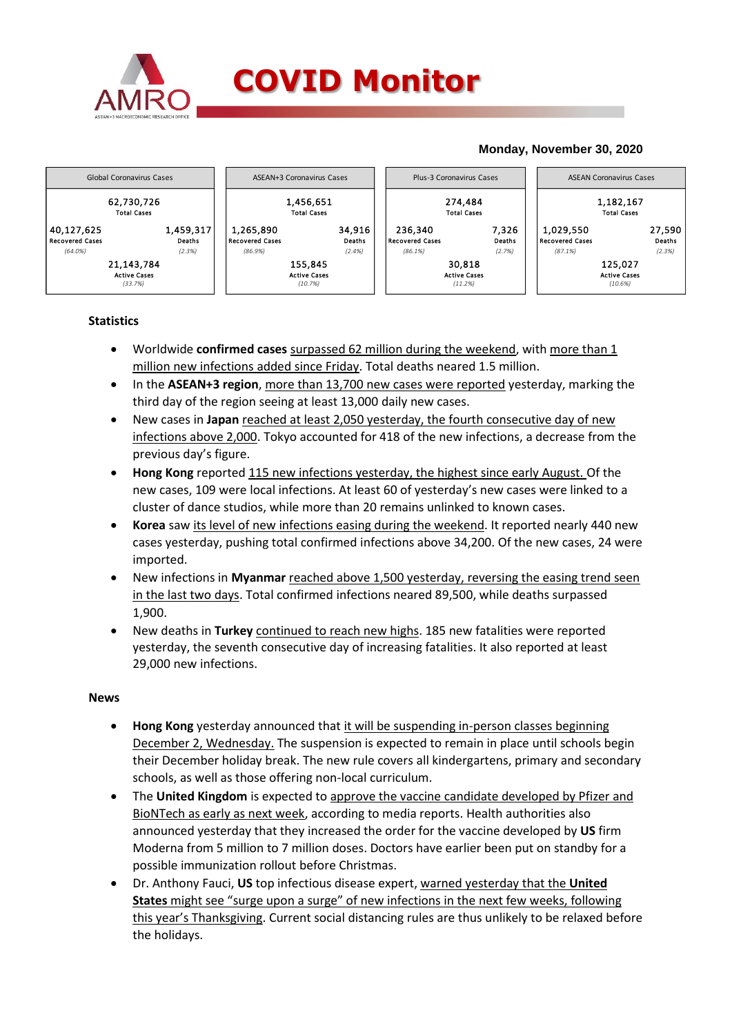# COVID Monitor

**Monday, November 30, 2020**

| Global Coronavirus Cases | | ASEAN+3 Coronavirus Cases | | Plus-3 Coronavirus Cases | | ASEAN Coronavirus Cases | |
|---|---|---|---|---|---|---|---|
| 62,730,726 Total Cases | | 1,456,651 Total Cases | | 274,484 Total Cases | | 1,182,167 Total Cases | |
| 40,127,625 Recovered Cases (64.0%) | 1,459,317 Deaths (2.3%) | 1,265,890 Recovered Cases (86.9%) | 34,916 Deaths (2.4%) | 236,340 Recovered Cases (86.1%) | 7,326 Deaths (2.7%) | 1,029,550 Recovered Cases (87.1%) | 27,590 Deaths (2.3%) |
| 21,143,784 Active Cases (33.7%) | | 155,845 Active Cases (10.7%) | | 30,818 Active Cases (11.2%) | | 125,027 Active Cases (10.6%) | |

**Statistics**

- Worldwide **confirmed cases** surpassed 62 million during the weekend, with more than 1 million new infections added since Friday. Total deaths neared 1.5 million.
- In the **ASEAN+3 region**, more than 13,700 new cases were reported yesterday, marking the third day of the region seeing at least 13,000 daily new cases.
- New cases in **Japan** reached at least 2,050 yesterday, the fourth consecutive day of new infections above 2,000. Tokyo accounted for 418 of the new infections, a decrease from the previous day's figure.
- **Hong Kong** reported 115 new infections yesterday, the highest since early August. Of the new cases, 109 were local infections. At least 60 of yesterday's new cases were linked to a cluster of dance studios, while more than 20 remains unlinked to known cases.
- **Korea** saw its level of new infections easing during the weekend. It reported nearly 440 new cases yesterday, pushing total confirmed infections above 34,200. Of the new cases, 24 were imported.
- New infections in **Myanmar** reached above 1,500 yesterday, reversing the easing trend seen in the last two days. Total confirmed infections neared 89,500, while deaths surpassed 1,900.
- New deaths in **Turkey** continued to reach new highs. 185 new fatalities were reported yesterday, the seventh consecutive day of increasing fatalities. It also reported at least 29,000 new infections.

**News**

- **Hong Kong** yesterday announced that it will be suspending in-person classes beginning December 2, Wednesday. The suspension is expected to remain in place until schools begin their December holiday break. The new rule covers all kindergartens, primary and secondary schools, as well as those offering non-local curriculum.
- The **United Kingdom** is expected to approve the vaccine candidate developed by Pfizer and BioNTech as early as next week, according to media reports. Health authorities also announced yesterday that they increased the order for the vaccine developed by **US** firm Moderna from 5 million to 7 million doses. Doctors have earlier been put on standby for a possible immunization rollout before Christmas.
- Dr. Anthony Fauci, **US** top infectious disease expert, warned yesterday that the **United States** might see "surge upon a surge" of new infections in the next few weeks, following this year's Thanksgiving. Current social distancing rules are thus unlikely to be relaxed before the holidays.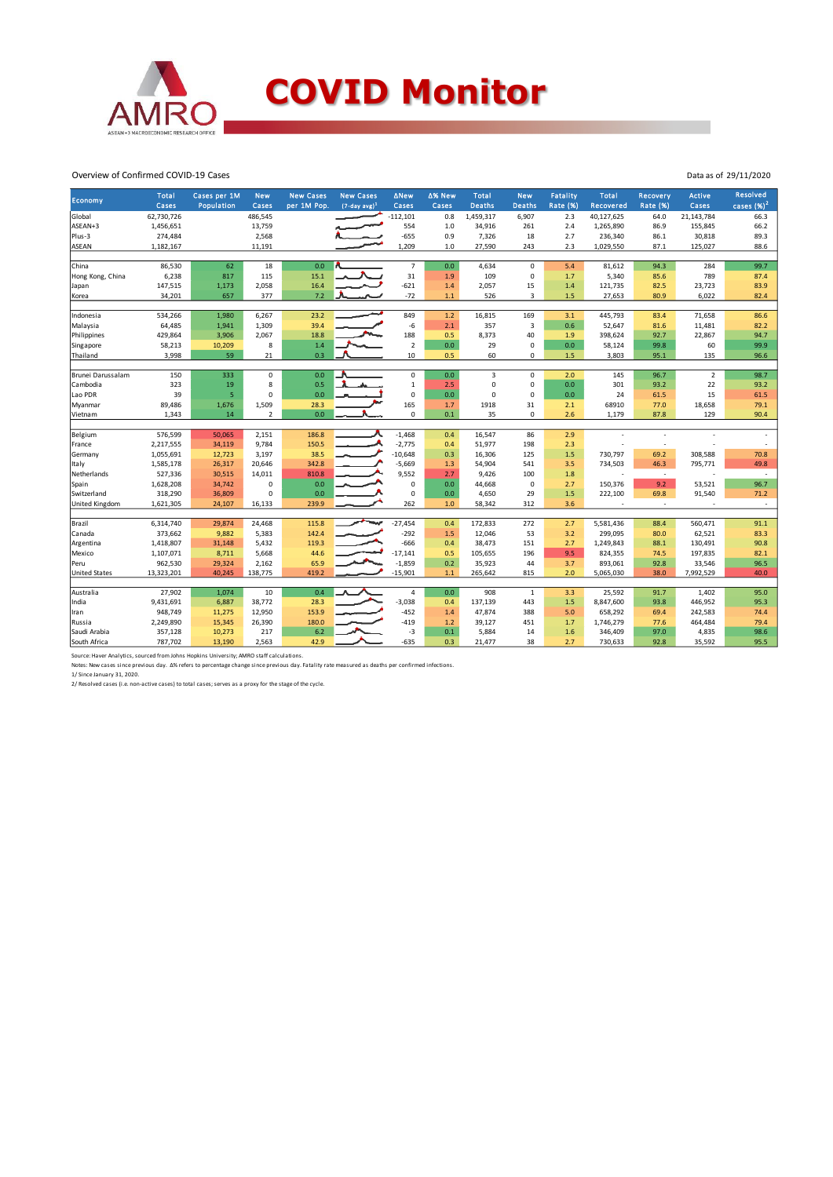# COVID Monitor

Overview of Confirmed COVID-19 Cases

Data as of 29/11/2020

| Economy | Total Cases | Cases per 1M Population | New Cases | New Cases per 1M Pop. | New Cases (7-day avg)[1] | ΔNew Cases | Δ% New Cases | Total Deaths | New Deaths | Fatality Rate (%) | Total Recovered | Recovery Rate (%) | Active Cases | Resolved cases (%)[2] |
|---|---|---|---|---|---|---|---|---|---|---|---|---|---|---|
| Global | 62,730,726 | | 486,545 | | | -112,101 | 0.8 | 1,459,317 | 6,907 | 2.3 | 40,127,625 | 64.0 | 21,143,784 | 66.3 |
| ASEAN+3 | 1,456,651 | | 13,759 | | | 554 | 1.0 | 34,916 | 261 | 2.4 | 1,265,890 | 86.9 | 155,845 | 66.2 |
| Plus-3 | 274,484 | | 2,568 | | | -655 | 0.9 | 7,326 | 18 | 2.7 | 236,340 | 86.1 | 30,818 | 89.3 |
| ASEAN | 1,182,167 | | 11,191 | | | 1,209 | 1.0 | 27,590 | 243 | 2.3 | 1,029,550 | 87.1 | 125,027 | 88.6 |
| | | | | | | | | | | | | | | |
| China | 86,530 | 62 | 18 | 0.0 | | 7 | 0.0 | 4,634 | 0 | 5.4 | 81,612 | 94.3 | 284 | 99.7 |
| Hong Kong, China | 6,238 | 817 | 115 | 15.1 | | 31 | 1.9 | 109 | 0 | 1.7 | 5,340 | 85.6 | 789 | 87.4 |
| Japan | 147,515 | 1,173 | 2,058 | 16.4 | | -621 | 1.4 | 2,057 | 15 | 1.4 | 121,735 | 82.5 | 23,723 | 83.9 |
| Korea | 34,201 | 657 | 377 | 7.2 | | -72 | 1.1 | 526 | 3 | 1.5 | 27,653 | 80.9 | 6,022 | 82.4 |
| | | | | | | | | | | | | | | |
| Indonesia | 534,266 | 1,980 | 6,267 | 23.2 | | 849 | 1.2 | 16,815 | 169 | 3.1 | 445,793 | 83.4 | 71,658 | 86.6 |
| Malaysia | 64,485 | 1,941 | 1,309 | 39.4 | | -6 | 2.1 | 357 | 3 | 0.6 | 52,647 | 81.6 | 11,481 | 82.2 |
| Philippines | 429,864 | 3,906 | 2,067 | 18.8 | | 188 | 0.5 | 8,373 | 40 | 1.9 | 398,624 | 92.7 | 22,867 | 94.7 |
| Singapore | 58,213 | 10,209 | 8 | 1.4 | | 2 | 0.0 | 29 | 0 | 0.0 | 58,124 | 99.8 | 60 | 99.9 |
| Thailand | 3,998 | 59 | 21 | 0.3 | | 10 | 0.5 | 60 | 0 | 1.5 | 3,803 | 95.1 | 135 | 96.6 |
| | | | | | | | | | | | | | | |
| Brunei Darussalam | 150 | 333 | 0 | 0.0 | | 0 | 0.0 | 3 | 0 | 2.0 | 145 | 96.7 | 2 | 98.7 |
| Cambodia | 323 | 19 | 8 | 0.5 | | 1 | 2.5 | 0 | 0 | 0.0 | 301 | 93.2 | 22 | 93.2 |
| Lao PDR | 39 | 5 | 0 | 0.0 | | 0 | 0.0 | 0 | 0 | 0.0 | 24 | 61.5 | 15 | 61.5 |
| Myanmar | 89,486 | 1,676 | 1,509 | 28.3 | | 165 | 1.7 | 1918 | 31 | 2.1 | 68910 | 77.0 | 18,658 | 79.1 |
| Vietnam | 1,343 | 14 | 2 | 0.0 | | 0 | 0.1 | 35 | 0 | 2.6 | 1,179 | 87.8 | 129 | 90.4 |
| | | | | | | | | | | | | | | |
| Belgium | 576,599 | 50,065 | 2,151 | 186.8 | | -1,468 | 0.4 | 16,547 | 86 | 2.9 | - | - | - | - |
| France | 2,217,555 | 34,119 | 9,784 | 150.5 | | -2,775 | 0.4 | 51,977 | 198 | 2.3 | - | - | - | - |
| Germany | 1,055,691 | 12,723 | 3,197 | 38.5 | | -10,648 | 0.3 | 16,306 | 125 | 1.5 | 730,797 | 69.2 | 308,588 | 70.8 |
| Italy | 1,585,178 | 26,317 | 20,646 | 342.8 | | -5,669 | 1.3 | 54,904 | 541 | 3.5 | 734,503 | 46.3 | 795,771 | 49.8 |
| Netherlands | 527,336 | 30,515 | 14,011 | 810.8 | | 9,552 | 2.7 | 9,426 | 100 | 1.8 | - | - | - | - |
| Spain | 1,628,208 | 34,742 | 0 | 0.0 | | 0 | 0.0 | 44,668 | 0 | 2.7 | 150,376 | 9.2 | 53,521 | 96.7 |
| Switzerland | 318,290 | 36,809 | 0 | 0.0 | | 0 | 0.0 | 4,650 | 29 | 1.5 | 222,100 | 69.8 | 91,540 | 71.2 |
| United Kingdom | 1,621,305 | 24,107 | 16,133 | 239.9 | | 262 | 1.0 | 58,342 | 312 | 3.6 | - | - | - | - |
| | | | | | | | | | | | | | | |
| Brazil | 6,314,740 | 29,874 | 24,468 | 115.8 | | -27,454 | 0.4 | 172,833 | 272 | 2.7 | 5,581,436 | 88.4 | 560,471 | 91.1 |
| Canada | 373,662 | 9,882 | 5,383 | 142.4 | | -292 | 1.5 | 12,046 | 53 | 3.2 | 299,095 | 80.0 | 62,521 | 83.3 |
| Argentina | 1,418,807 | 31,148 | 5,432 | 119.3 | | -666 | 0.4 | 38,473 | 151 | 2.7 | 1,249,843 | 88.1 | 130,491 | 90.8 |
| Mexico | 1,107,071 | 8,711 | 5,668 | 44.6 | | -17,141 | 0.5 | 105,655 | 196 | 9.5 | 824,355 | 74.5 | 197,835 | 82.1 |
| Peru | 962,530 | 29,324 | 2,162 | 65.9 | | -1,859 | 0.2 | 35,923 | 44 | 3.7 | 893,061 | 92.8 | 33,546 | 96.5 |
| United States | 13,323,201 | 40,245 | 138,775 | 419.2 | | -15,901 | 1.1 | 265,642 | 815 | 2.0 | 5,065,030 | 38.0 | 7,992,529 | 40.0 |
| | | | | | | | | | | | | | | |
| Australia | 27,902 | 1,074 | 10 | 0.4 | | 4 | 0.0 | 908 | 1 | 3.3 | 25,592 | 91.7 | 1,402 | 95.0 |
| India | 9,431,691 | 6,887 | 38,772 | 28.3 | | -3,038 | 0.4 | 137,139 | 443 | 1.5 | 8,847,600 | 93.8 | 446,952 | 95.3 |
| Iran | 948,749 | 11,275 | 12,950 | 153.9 | | -452 | 1.4 | 47,874 | 388 | 5.0 | 658,292 | 69.4 | 242,583 | 74.4 |
| Russia | 2,249,890 | 15,345 | 26,390 | 180.0 | | -419 | 1.2 | 39,127 | 451 | 1.7 | 1,746,279 | 77.6 | 464,484 | 79.4 |
| Saudi Arabia | 357,128 | 10,273 | 217 | 6.2 | | -3 | 0.1 | 5,884 | 14 | 1.6 | 346,409 | 97.0 | 4,835 | 98.6 |
| South Africa | 787,702 | 13,190 | 2,563 | 42.9 | | -635 | 0.3 | 21,477 | 38 | 2.7 | 730,633 | 92.8 | 35,592 | 95.5 |

Source: Haver Analytics, sourced from Johns Hopkins University; AMRO staff calculations.

Notes: New cases since previous day. Δ% refers to percentage change since previous day. Fatality rate measured as deaths per confirmed infections.

1/ Since January 31, 2020.

2/ Resolved cases (i.e. non-active cases) to total cases; serves as a proxy for the stage of the cycle.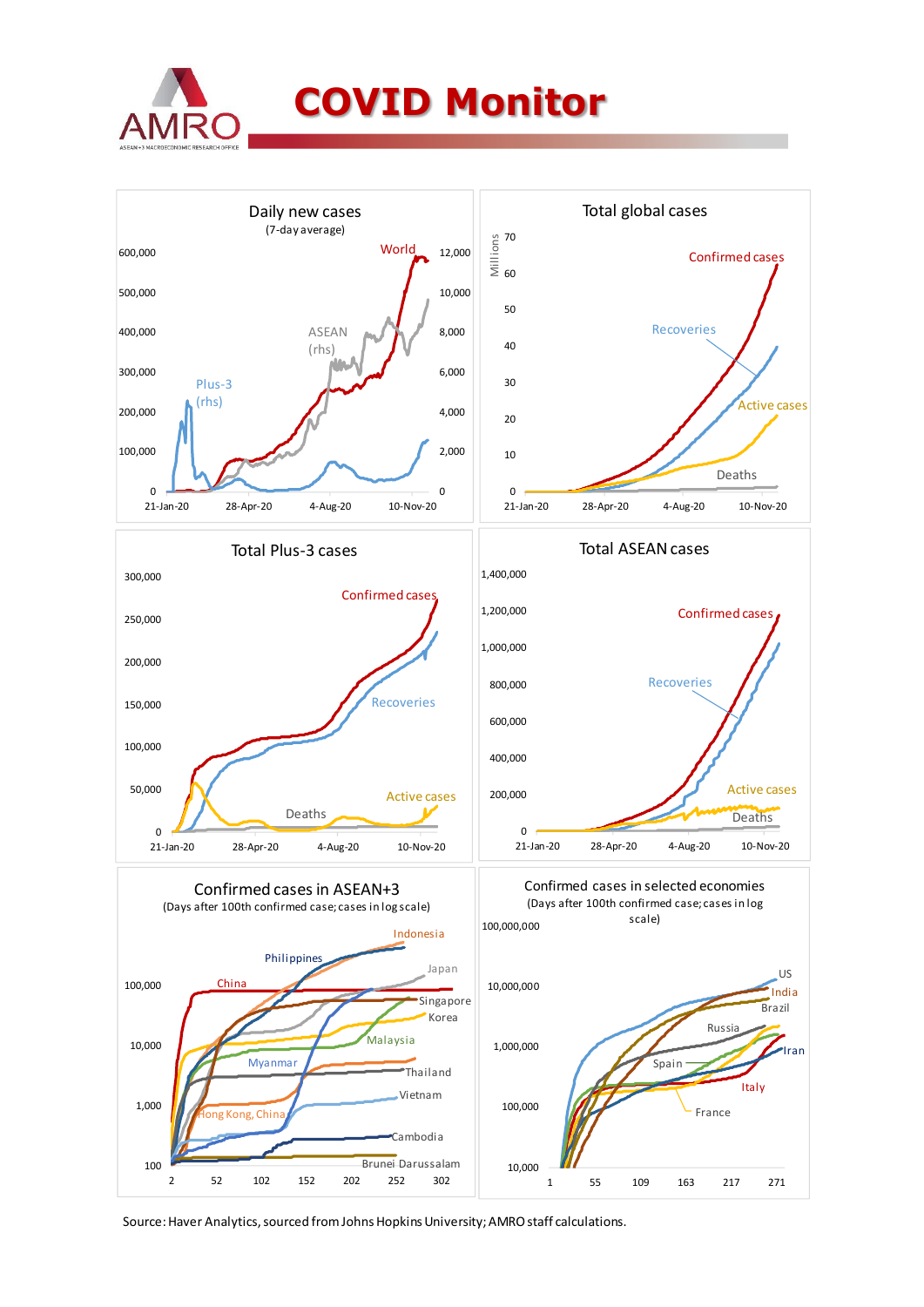# COVID Monitor

AMRO
ASEAN+3 MACROECONOMIC RESEARCH OFFICE

## Daily new cases
(7-day average)

600,000
500,000
400,000
300,000
200,000
100,000
0

12,000
10,000
8,000
6,000
4,000
2,000
0

World
ASEAN (rhs)
Plus-3 (rhs)

21-Jan-20 28-Apr-20 4-Aug-20 10-Nov-20

## Total global cases

Millions
70
60
50
40
30
20
10
0

Confirmed cases
Recoveries
Active cases
Deaths

21-Jan-20 28-Apr-20 4-Aug-20 10-Nov-20

## Total Plus-3 cases

300,000
250,000
200,000
150,000
100,000
50,000
0

Confirmed cases
Recoveries
Active cases
Deaths

21-Jan-20 28-Apr-20 4-Aug-20 10-Nov-20

## Total ASEAN cases

1,400,000
1,200,000
1,000,000
800,000
600,000
400,000
200,000
0

Confirmed cases
Recoveries
Active cases
Deaths

21-Jan-20 28-Apr-20 4-Aug-20 10-Nov-20

## Confirmed cases in ASEAN+3
(Days after 100th confirmed case; cases in log scale)

100,000
10,000
1,000
100

Indonesia
Philippines
Japan
China
Singapore
Korea
Malaysia
Myanmar
Thailand
Vietnam
Hong Kong, China
Cambodia
Brunei Darussalam

2 52 102 152 202 252 302

## Confirmed cases in selected economies
(Days after 100th confirmed case; cases in log scale)

100,000,000
10,000,000
1,000,000
100,000
10,000

US
India
Brazil
Russia
Iran
Spain
Italy
France

1 55 109 163 217 271

Source: Haver Analytics, sourced from Johns Hopkins University; AMRO staff calculations.